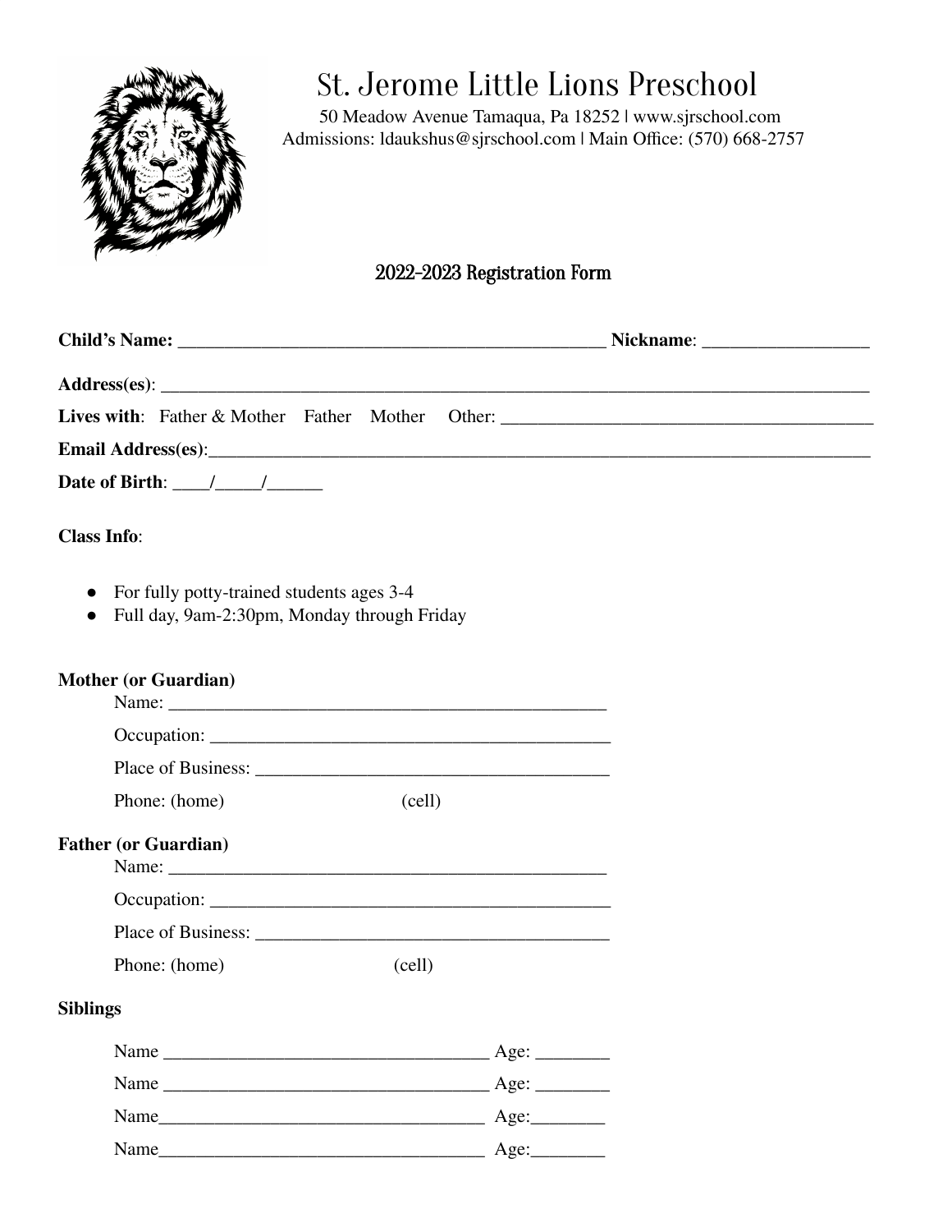# St. Jerome Little Lions Preschool

50 Meadow Avenue Tamaqua, Pa 18252 | www.sjrschool.com
Admissions: ldaukshus@sjrschool.com | Main Office: (570) 668-2757

## 2022-2023 Registration Form

**Child's Name:** ________________________________________________ **Nickname**: __________________

**Address(es)**: ________________________________________________________________________________

**Lives with**: Father & Mother Father Mother Other: _________________________________________

**Email Address(es)**:___________________________________________________________________________

**Date of Birth**: ____/_____/______

**Class Info**:

- For fully potty-trained students ages 3-4
- Full day, 9am-2:30pm, Monday through Friday

**Mother (or Guardian)**

Name: ________________________________________________

Occupation: ____________________________________________

Place of Business: ______________________________________

Phone: (home) (cell)

**Father (or Guardian)**

Name: ________________________________________________

Occupation: ____________________________________________

Place of Business: ______________________________________

Phone: (home) (cell)

**Siblings**

Name ____________________________________ Age: ________

Name ____________________________________ Age: ________

Name____________________________________ Age:________

Name____________________________________ Age:________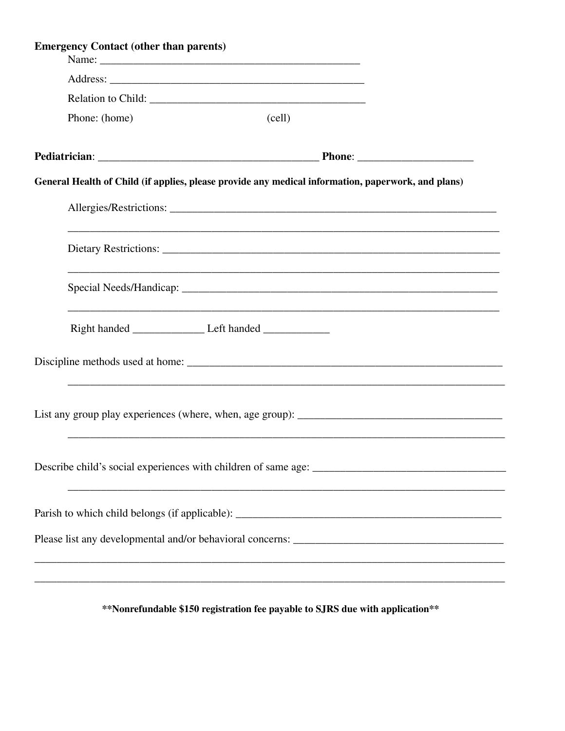**Emergency Contact (other than parents)**

Name: _______________________________________________

Address: _____________________________________________

Relation to Child: ______________________________________

Phone: (home) (cell)

**Pediatrician**: _______________________________________ **Phone**: _____________________

**General Health of Child (if applies, please provide any medical information, paperwork, and plans)**

Allergies/Restrictions: ____________________________________________________________

_______________________________________________________________________________

Dietary Restrictions: _______________________________________________________________

_______________________________________________________________________________

Special Needs/Handicap: ____________________________________________________________

_______________________________________________________________________________

Right handed _____________ Left handed ____________

Discipline methods used at home: ___________________________________________________________

_______________________________________________________________________________

List any group play experiences (where, when, age group): _____________________________________

_______________________________________________________________________________

Describe child's social experiences with children of same age: ___________________________________

_______________________________________________________________________________

Parish to which child belongs (if applicable): _________________________________________________

Please list any developmental and/or behavioral concerns: ______________________________________

_______________________________________________________________________________________

_______________________________________________________________________________________

**\*\*Nonrefundable $150 registration fee payable to SJRS due with application\*\***